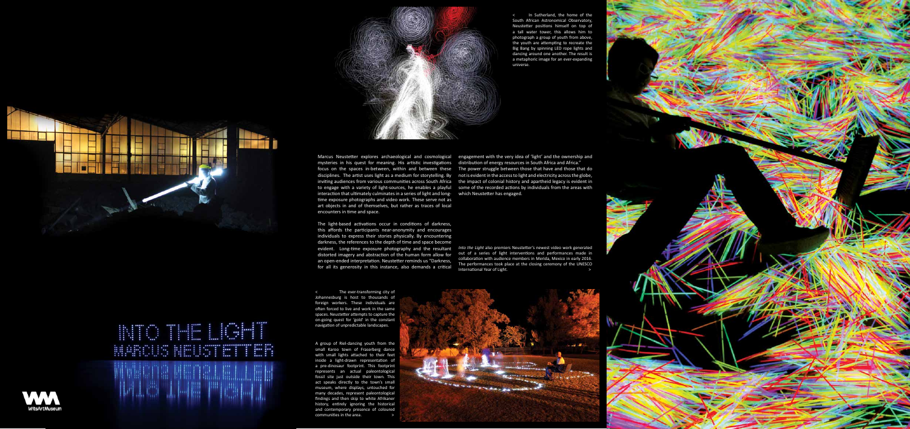# INTO THE LIGHT

## MARCUS NEUSTETTER

< In Sutherland, the home of the South African Astronomical Observatory, Neustetter positions himself on top of a tall water tower, this allows him to photograph a group of youth from above, the youth are attempting to recreate the Big Bang by spinning LED rope lights and dancing around one another. The result is a metaphoric image for an ever-expanding universe.

Marcus Neustetter explores archaeological and cosmological mysteries in his quest for meaning. His artistic investigations focus on the spaces in-between, within and between these disciplines. The artist uses light as a medium for storytelling. By inviting audiences from various communities across South Africa to engage with a variety of light-sources, he enables a playful interaction that ultimately culminates in a series of light and long-time exposure photographs and video work. These serve not as art objects in and of themselves, but rather as traces of local encounters in time and space.

The light-based activations occur in conditions of darkness, this affords the participants near-anonymity and encourages individuals to express their stories physically. By encountering darkness, the references to the depth of time and space become evident. Long-time exposure photography and the resultant distorted imagery and abstraction of the human form allow for an open-ended interpretation. Neustetter reminds us "Darkness, for all its generosity in this instance, also demands a critical engagement with the very idea of 'light' and the ownership and distribution of energy resources in South Africa and Africa."

The power struggle between those that have and those that do not is evident in the access to light and electricity across the globe, the impact of colonial history and apartheid legacy is evident in some of the recorded actions by individuals from the areas with which Neustetter has engaged.

*Into the Light* also premiers Neustetter's newest video work generated out of a series of light interventions and performances made in collaboration with audience members in Merida, Mexico in early 2016. The performances took place at the closing ceremony of the UNESCO International Year of Light. >

< The ever-transforming city of Johannesburg is host to thousands of foreign workers. These individuals are often forced to live and work in the same spaces. Neustetter attempts to capture the on-going quest for 'gold' in the constant navigation of unpredictable landscapes.

A group of Riel-dancing youth from the small Karoo town of Fraserberg dance with small lights attached to their feet inside a light-drawn representation of a pre-dinosaur footprint. This footprint represents an actual paleontological fossil site just outside their town. This act speaks directly to the town's small museum, where displays, untouched for many decades, represent paleontological findings and then skip to white Afrikaner history, entirely ignoring the historical and contemporary presence of coloured communities in the area. >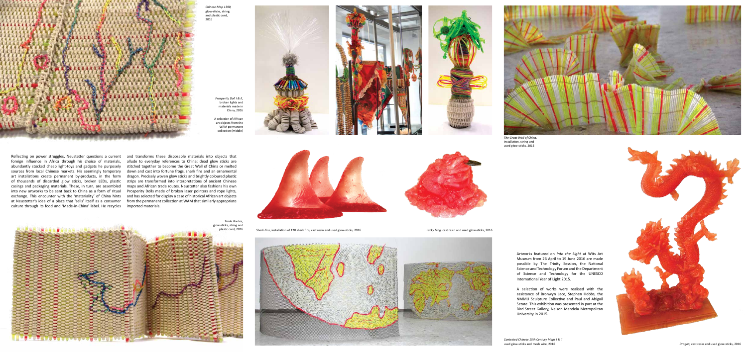*Chinese Map 1390,* glow-sticks, string and plastic cord, 2016

*Prosperity Doll I & II,* broken lights and materials made in China, 2016

A selection of African art objects from the WAM permanent collection (middle)

*The Great Wall of China,* installation, string and used glow-sticks, 2015

Reflecting on power struggles, Neustetter questions a current foreign influence in Africa through his choice of materials, abundantly stocked cheap light-toys and gadgets he purposely sources from local Chinese markets. His seemingly temporary art installations create permanent by-products, in the form of thousands of discarded glow sticks, broken LEDs, plastic casings and packaging materials. These, in turn, are assembled into new artworks to be sent back to China as a form of ritual exchange. This encounter with the 'materiality' of China hints at Neustetter's idea of a place that 'sells' itself as a consumer culture through its food and 'Made-in-China' label. He recycles and transforms these disposable materials into objects that allude to everyday references to China; dead glow sticks are stitched together to become the Great Wall of China or melted down and cast into fortune frogs, shark fins and an ornamental dragon. Precisely woven glow sticks and brightly coloured plastic strips are transformed into interpretations of ancient Chinese maps and African trade routes. Neustetter also fashions his own Prosperity Dolls made of broken laser pointers and rope lights, and has selected for display a case of historical African art objects from the permanent collection at WAM that similarly appropriate imported materials.

*Trade Routes,* glow-sticks, string and plastic cord, 2016

*Shark Fins*, installation of 120 shark fins, cast resin and used glow-sticks, 2016

*Lucky Frog*, cast resin and used glow-sticks, 2016

Artworks featured on *Into the Light* at Wits Art Museum from 26 April to 19 June 2016 are made possible by The Trinity Session, the National Science and Technology Forum and the Department of Science and Technology for the UNESCO International Year of Light 2015.

A selection of works were realised with the assistance of Bronwyn Lace, Stephen Hobbs, the NMMU Sculpture Collective and Paul and Abigail Setate. This exhibition was presented in part at the Bird Street Gallery, Nelson Mandela Metropolitan University in 2015.

*Contested Chinese 15th Century Maps I & II* used glow-sticks and mesh wire, 2016

*Dragon*, cast resin and used glow-sticks, 2016